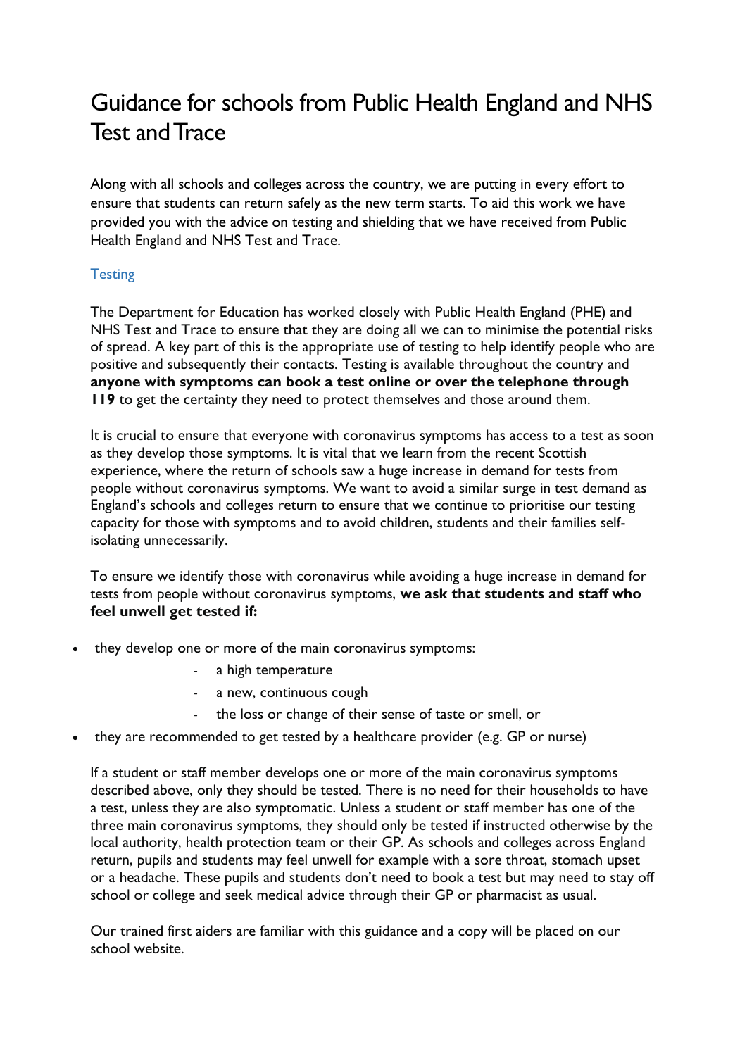# Guidance for schools from Public Health England and NHS Test and Trace

Along with all schools and colleges across the country, we are putting in every effort to ensure that students can return safely as the new term starts. To aid this work we have provided you with the advice on testing and shielding that we have received from Public Health England and NHS Test and Trace.

## Testing

The Department for Education has worked closely with Public Health England (PHE) and NHS Test and Trace to ensure that they are doing all we can to minimise the potential risks of spread. A key part of this is the appropriate use of testing to help identify people who are positive and subsequently their contacts. Testing is available throughout the country and **anyone with symptoms can book a test online or over the telephone through 119** to get the certainty they need to protect themselves and those around them.

It is crucial to ensure that everyone with coronavirus symptoms has access to a test as soon as they develop those symptoms. It is vital that we learn from the recent Scottish experience, where the return of schools saw a huge increase in demand for tests from people without coronavirus symptoms. We want to avoid a similar surge in test demand as England's schools and colleges return to ensure that we continue to prioritise our testing capacity for those with symptoms and to avoid children, students and their families self-isolating unnecessarily.

To ensure we identify those with coronavirus while avoiding a huge increase in demand for tests from people without coronavirus symptoms, **we ask that students and staff who feel unwell get tested if:**

- they develop one or more of the main coronavirus symptoms:
  - a high temperature
  - a new, continuous cough
  - the loss or change of their sense of taste or smell, or
- they are recommended to get tested by a healthcare provider (e.g. GP or nurse)

If a student or staff member develops one or more of the main coronavirus symptoms described above, only they should be tested. There is no need for their households to have a test, unless they are also symptomatic. Unless a student or staff member has one of the three main coronavirus symptoms, they should only be tested if instructed otherwise by the local authority, health protection team or their GP. As schools and colleges across England return, pupils and students may feel unwell for example with a sore throat, stomach upset or a headache. These pupils and students don't need to book a test but may need to stay off school or college and seek medical advice through their GP or pharmacist as usual.

Our trained first aiders are familiar with this guidance and a copy will be placed on our school website.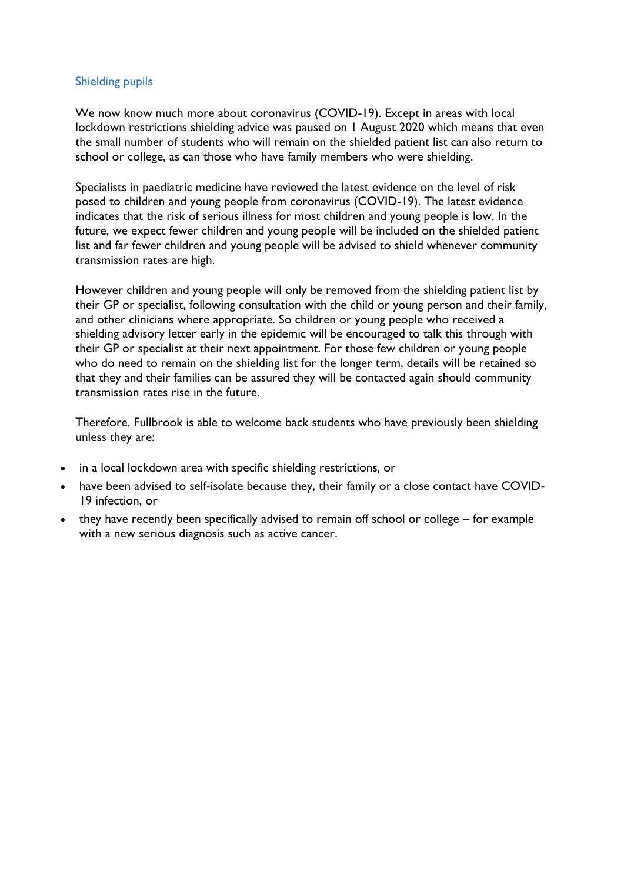## Shielding pupils

We now know much more about coronavirus (COVID-19). Except in areas with local lockdown restrictions shielding advice was paused on 1 August 2020 which means that even the small number of students who will remain on the shielded patient list can also return to school or college, as can those who have family members who were shielding.

Specialists in paediatric medicine have reviewed the latest evidence on the level of risk posed to children and young people from coronavirus (COVID-19). The latest evidence indicates that the risk of serious illness for most children and young people is low. In the future, we expect fewer children and young people will be included on the shielded patient list and far fewer children and young people will be advised to shield whenever community transmission rates are high.

However children and young people will only be removed from the shielding patient list by their GP or specialist, following consultation with the child or young person and their family, and other clinicians where appropriate. So children or young people who received a shielding advisory letter early in the epidemic will be encouraged to talk this through with their GP or specialist at their next appointment. For those few children or young people who do need to remain on the shielding list for the longer term, details will be retained so that they and their families can be assured they will be contacted again should community transmission rates rise in the future.

Therefore, Fullbrook is able to welcome back students who have previously been shielding unless they are:

- in a local lockdown area with specific shielding restrictions, or
- have been advised to self-isolate because they, their family or a close contact have COVID-19 infection, or
- they have recently been specifically advised to remain off school or college – for example with a new serious diagnosis such as active cancer.